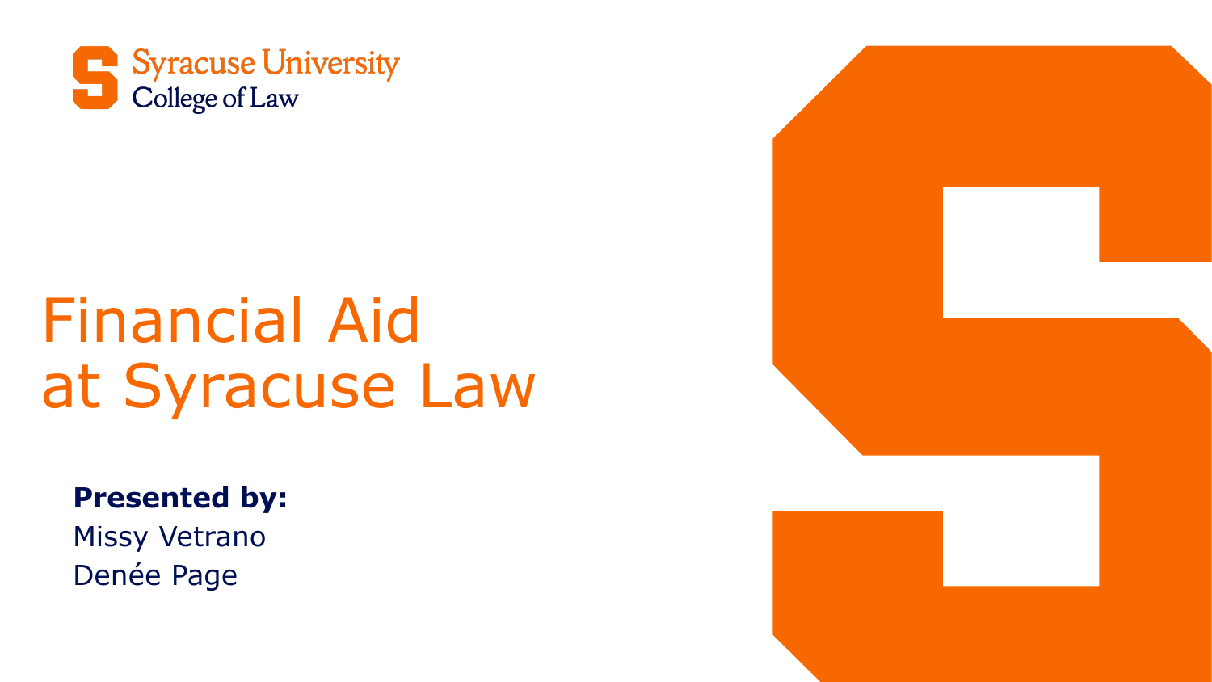Syracuse University
College of Law

# Financial Aid at Syracuse Law

**Presented by:**

Missy Vetrano

Denée Page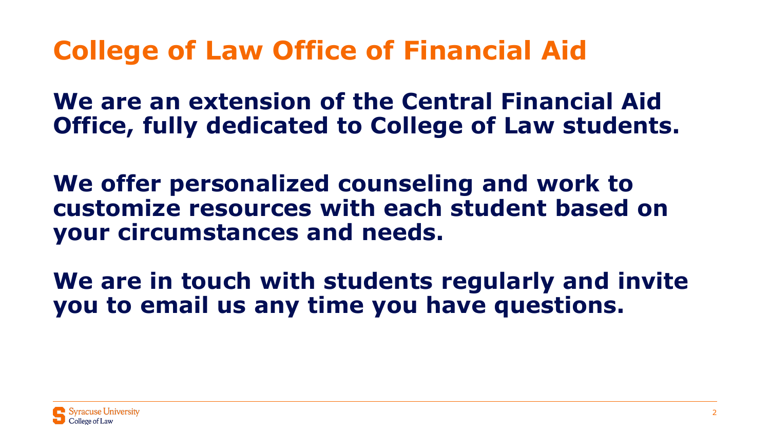# College of Law Office of Financial Aid

**We are an extension of the Central Financial Aid Office, fully dedicated to College of Law students.**

**We offer personalized counseling and work to customize resources with each student based on your circumstances and needs.**

**We are in touch with students regularly and invite you to email us any time you have questions.**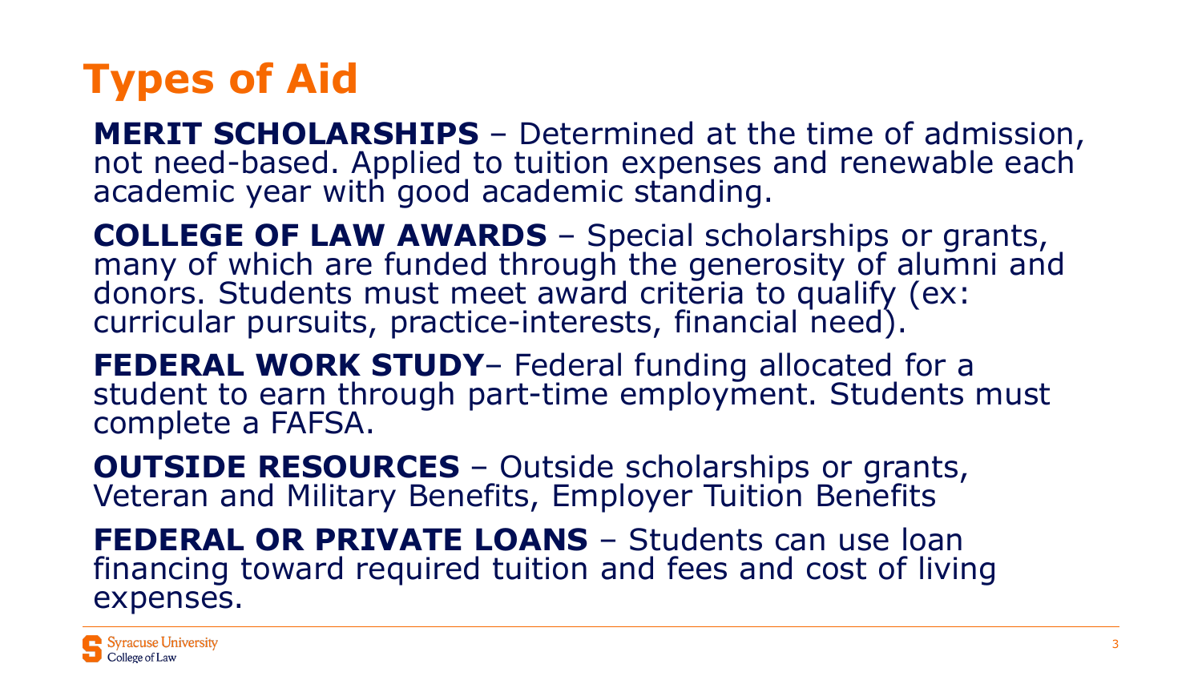# Types of Aid

**MERIT SCHOLARSHIPS** – Determined at the time of admission, not need-based. Applied to tuition expenses and renewable each academic year with good academic standing.

**COLLEGE OF LAW AWARDS** – Special scholarships or grants, many of which are funded through the generosity of alumni and donors. Students must meet award criteria to qualify (ex: curricular pursuits, practice-interests, financial need).

**FEDERAL WORK STUDY**– Federal funding allocated for a student to earn through part-time employment. Students must complete a FAFSA.

**OUTSIDE RESOURCES** – Outside scholarships or grants, Veteran and Military Benefits, Employer Tuition Benefits

**FEDERAL OR PRIVATE LOANS** – Students can use loan financing toward required tuition and fees and cost of living expenses.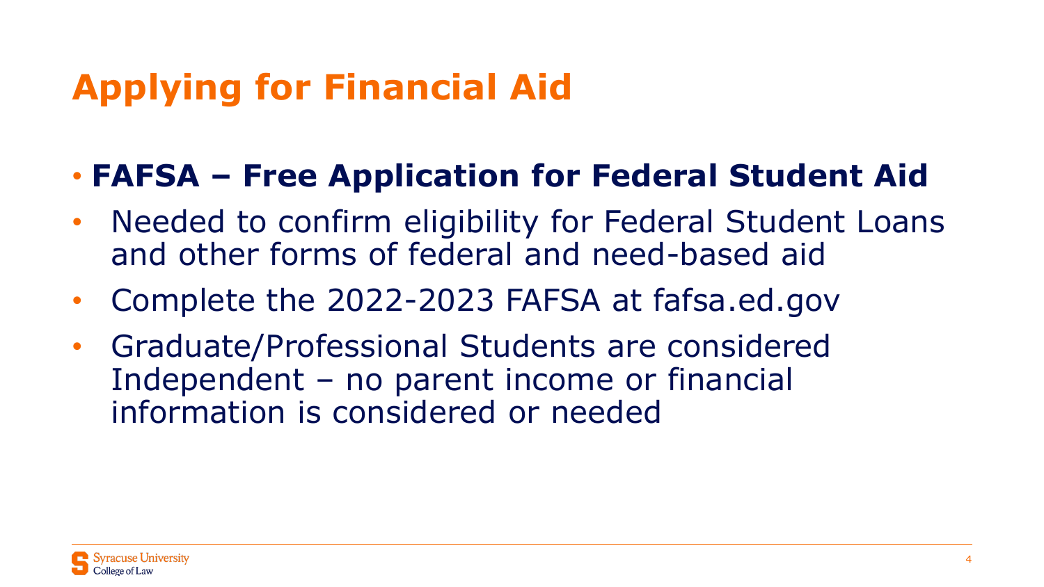# Applying for Financial Aid

- **FAFSA – Free Application for Federal Student Aid**
- Needed to confirm eligibility for Federal Student Loans and other forms of federal and need-based aid
- Complete the 2022-2023 FAFSA at fafsa.ed.gov
- Graduate/Professional Students are considered Independent – no parent income or financial information is considered or needed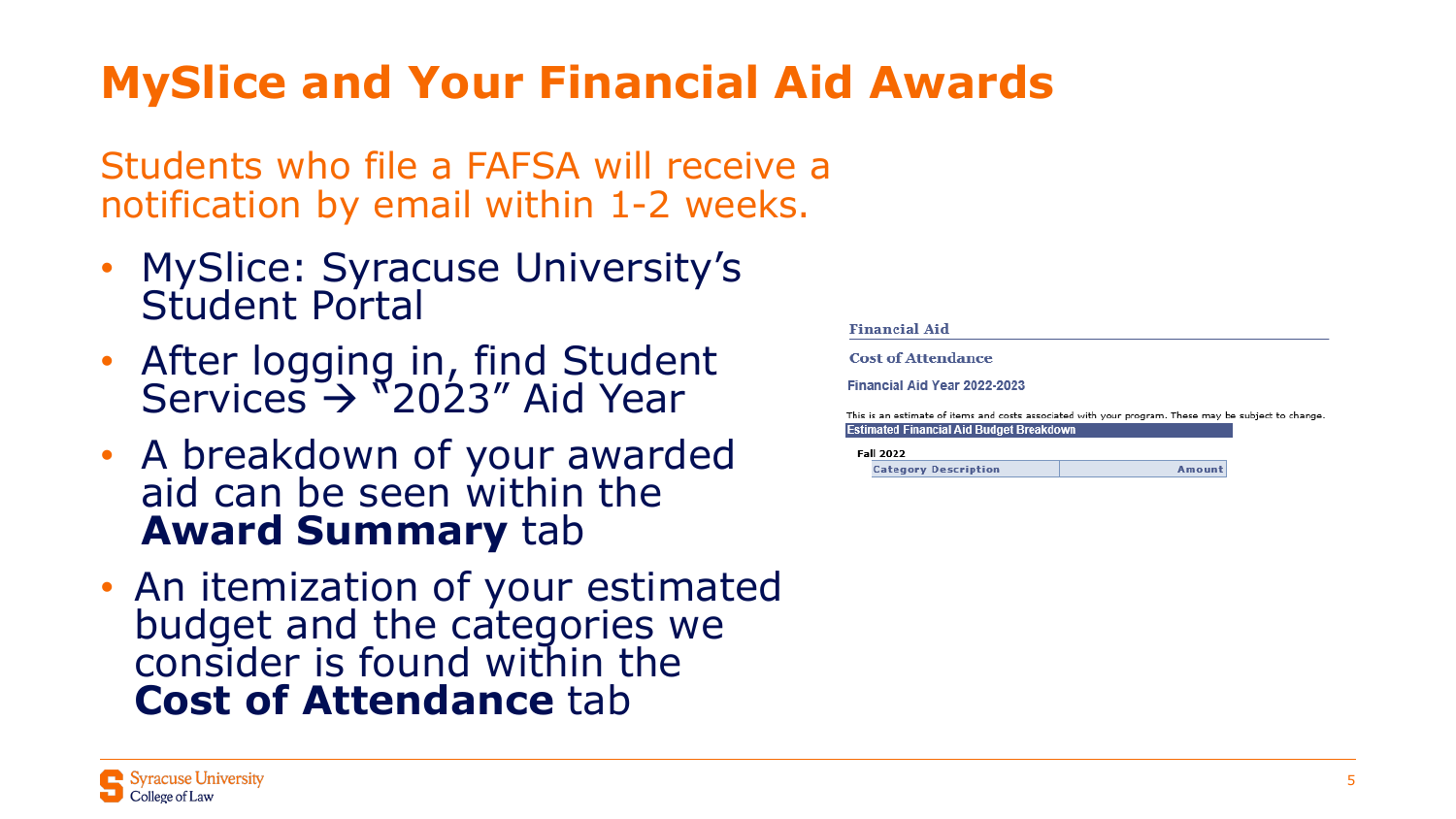# MySlice and Your Financial Aid Awards

Students who file a FAFSA will receive a notification by email within 1-2 weeks.

- MySlice: Syracuse University's Student Portal
- After logging in, find Student Services → "2023" Aid Year
- A breakdown of your awarded aid can be seen within the **Award Summary** tab
- An itemization of your estimated budget and the categories we consider is found within the **Cost of Attendance** tab

**Financial Aid**

**Cost of Attendance**

**Financial Aid Year 2022-2023**

This is an estimate of items and costs associated with your program. These may be subject to change.

**Estimated Financial Aid Budget Breakdown**

**Fall 2022**

| Category Description | Amount |
| --- | --- |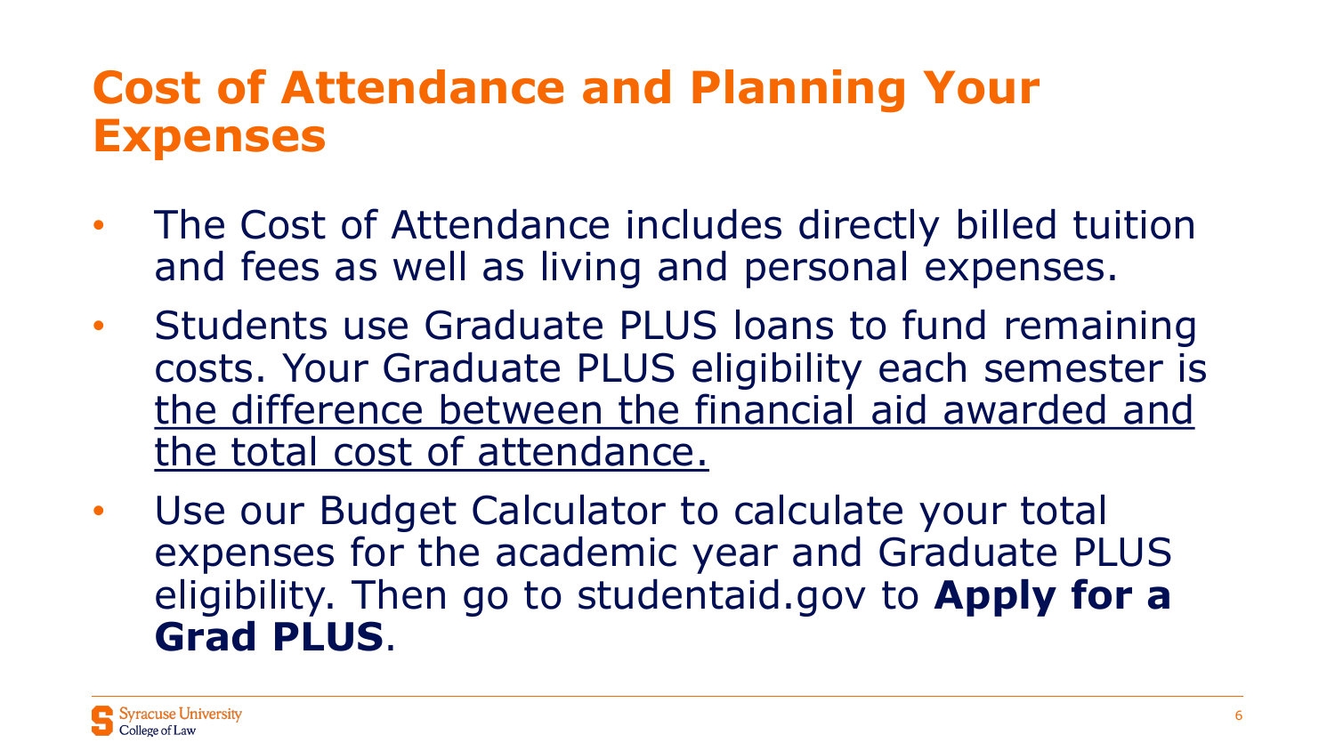# Cost of Attendance and Planning Your Expenses

- The Cost of Attendance includes directly billed tuition and fees as well as living and personal expenses.
- Students use Graduate PLUS loans to fund remaining costs. Your Graduate PLUS eligibility each semester is <u>the difference between the financial aid awarded and the total cost of attendance.</u>
- Use our Budget Calculator to calculate your total expenses for the academic year and Graduate PLUS eligibility. Then go to studentaid.gov to **Apply for a Grad PLUS**.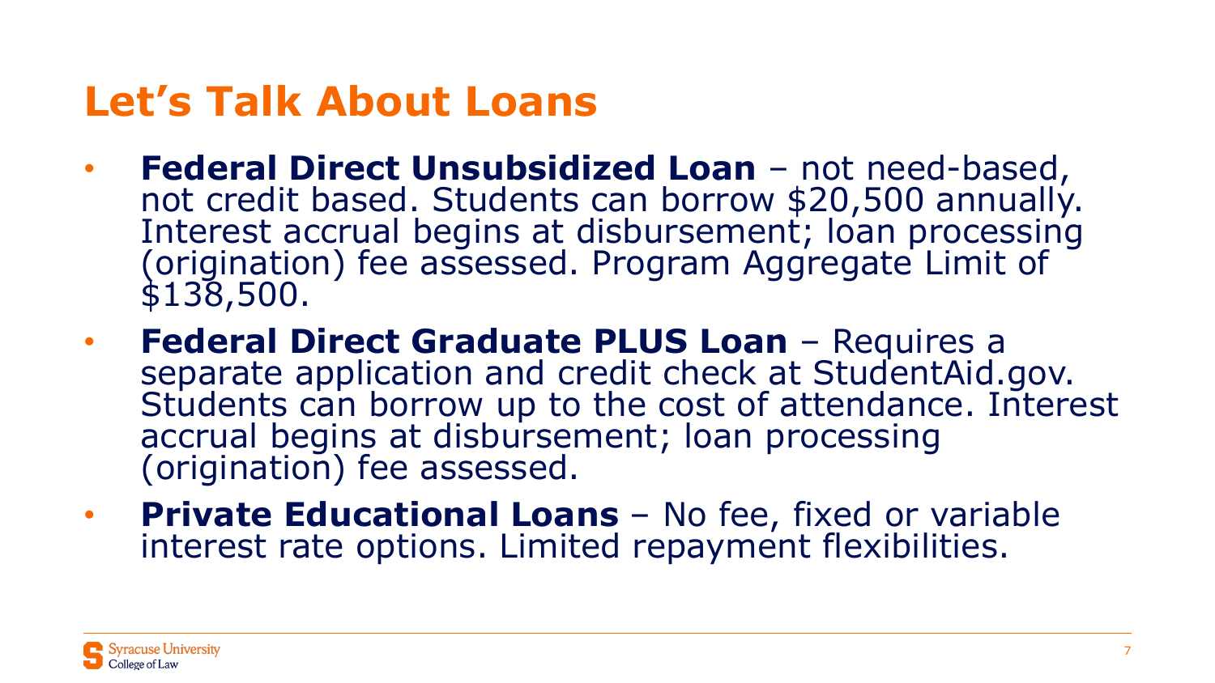# Let's Talk About Loans

- **Federal Direct Unsubsidized Loan** – not need-based, not credit based. Students can borrow $20,500 annually. Interest accrual begins at disbursement; loan processing (origination) fee assessed. Program Aggregate Limit of $138,500.
- **Federal Direct Graduate PLUS Loan** – Requires a separate application and credit check at StudentAid.gov. Students can borrow up to the cost of attendance. Interest accrual begins at disbursement; loan processing (origination) fee assessed.
- **Private Educational Loans** – No fee, fixed or variable interest rate options. Limited repayment flexibilities.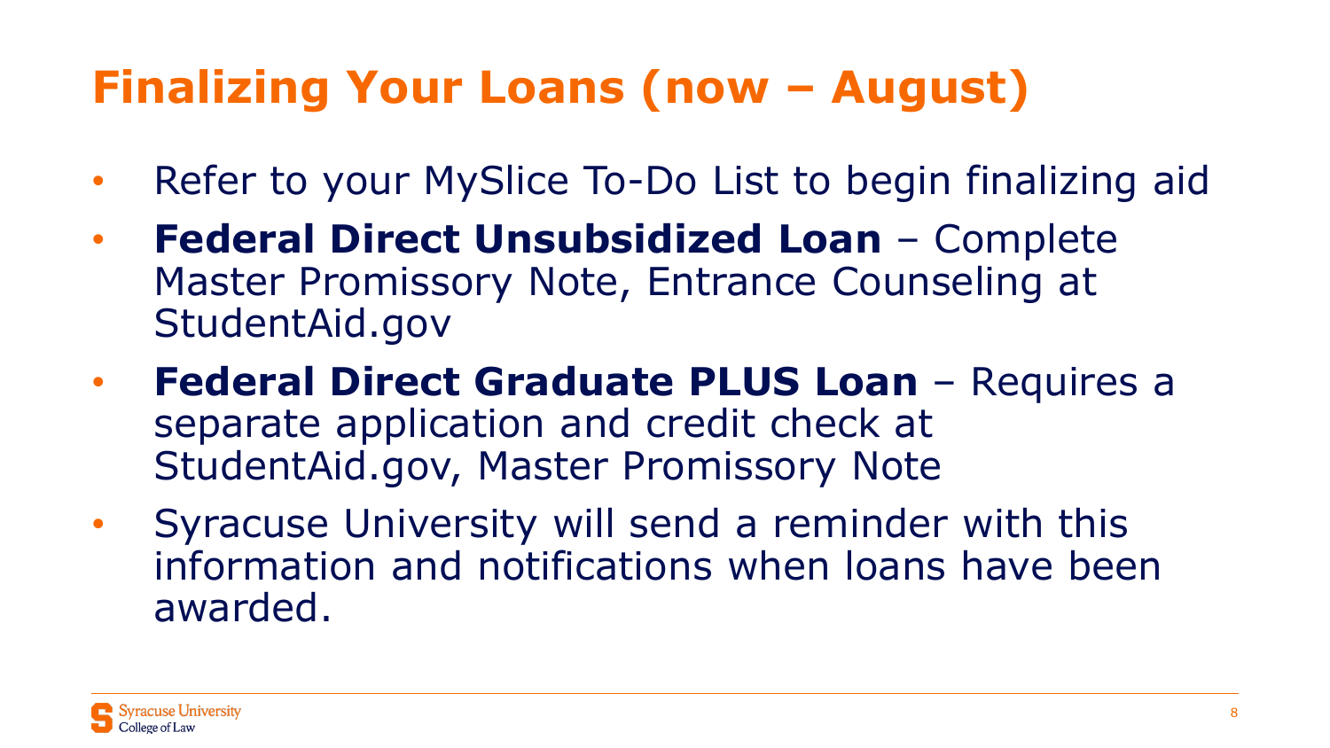# Finalizing Your Loans (now – August)

- Refer to your MySlice To-Do List to begin finalizing aid
- **Federal Direct Unsubsidized Loan** – Complete Master Promissory Note, Entrance Counseling at StudentAid.gov
- **Federal Direct Graduate PLUS Loan** – Requires a separate application and credit check at StudentAid.gov, Master Promissory Note
- Syracuse University will send a reminder with this information and notifications when loans have been awarded.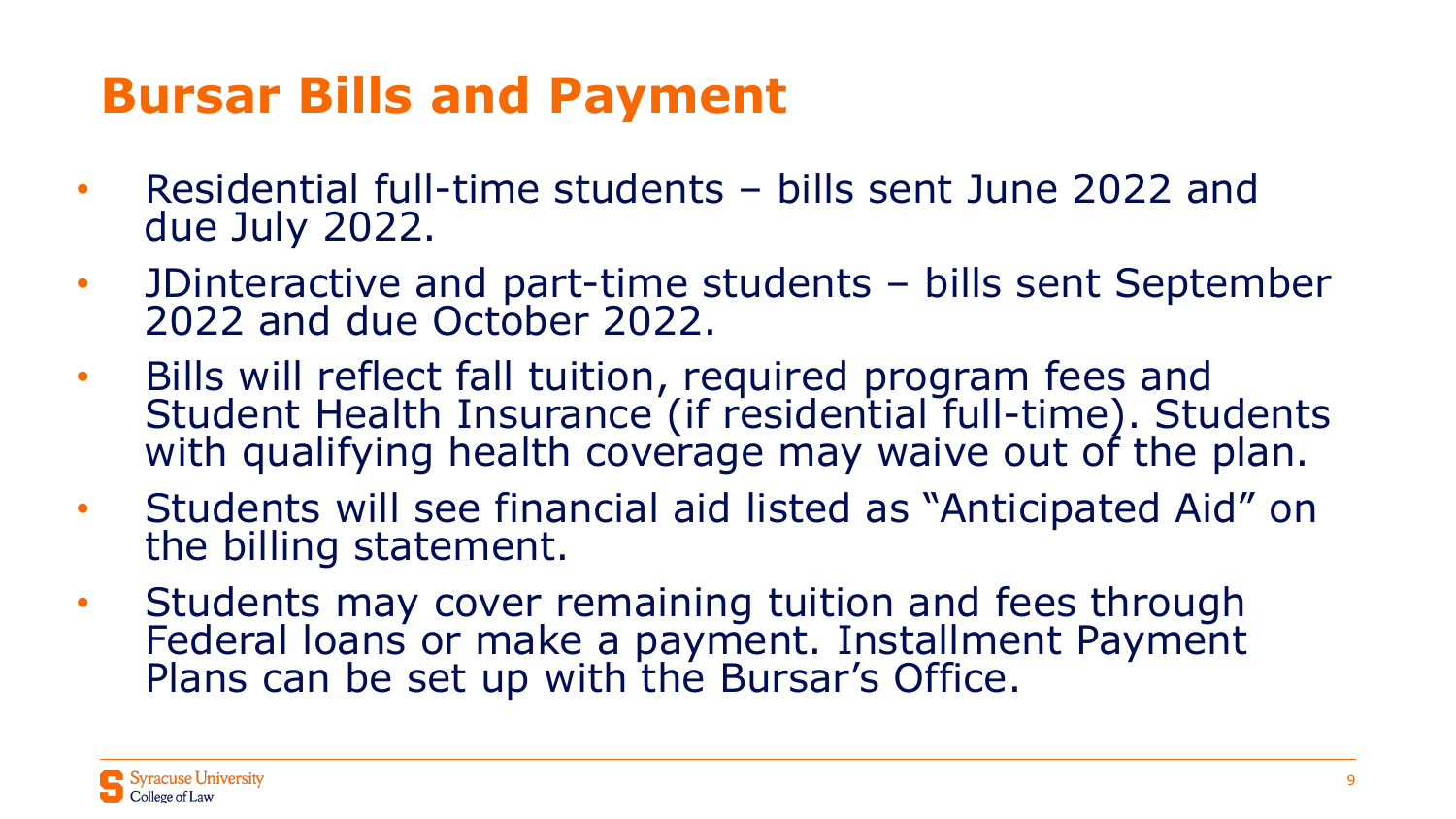# Bursar Bills and Payment

- Residential full-time students – bills sent June 2022 and due July 2022.
- JDinteractive and part-time students – bills sent September 2022 and due October 2022.
- Bills will reflect fall tuition, required program fees and Student Health Insurance (if residential full-time). Students with qualifying health coverage may waive out of the plan.
- Students will see financial aid listed as "Anticipated Aid" on the billing statement.
- Students may cover remaining tuition and fees through Federal loans or make a payment. Installment Payment Plans can be set up with the Bursar's Office.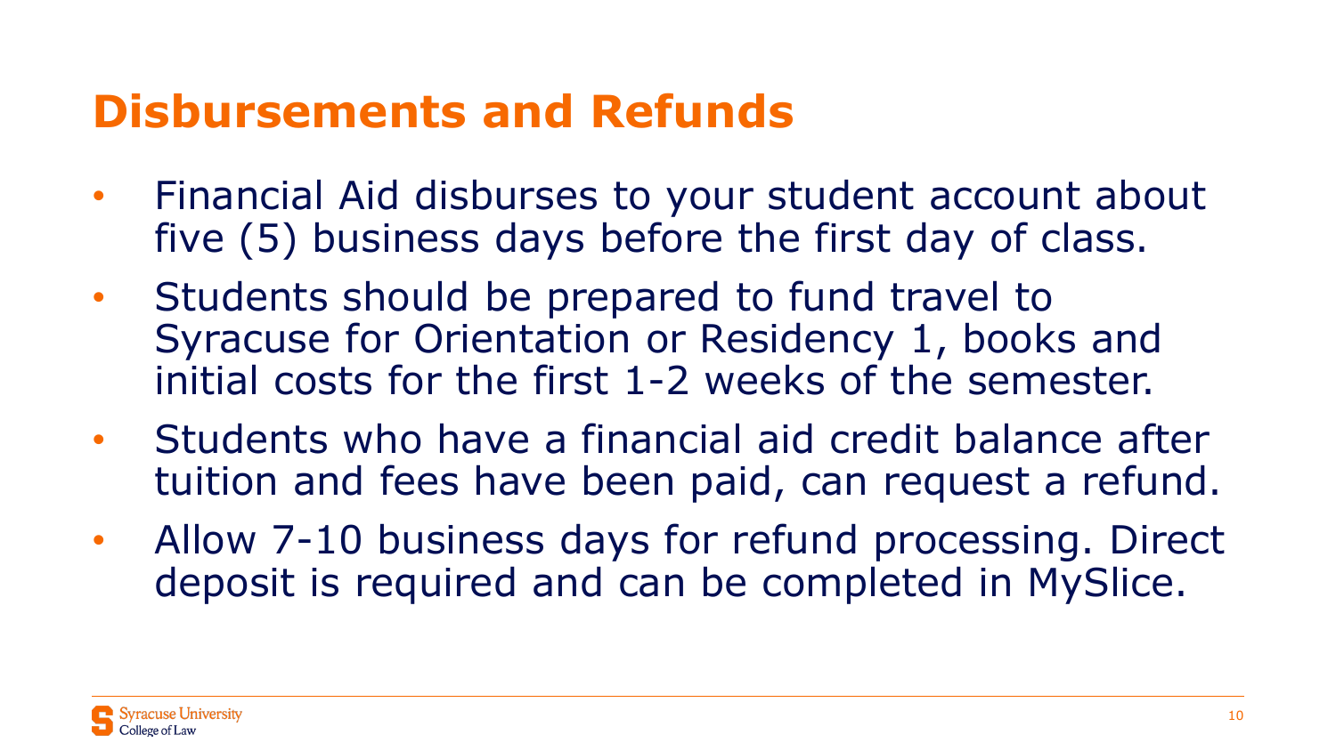# Disbursements and Refunds

- Financial Aid disburses to your student account about five (5) business days before the first day of class.
- Students should be prepared to fund travel to Syracuse for Orientation or Residency 1, books and initial costs for the first 1-2 weeks of the semester.
- Students who have a financial aid credit balance after tuition and fees have been paid, can request a refund.
- Allow 7-10 business days for refund processing. Direct deposit is required and can be completed in MySlice.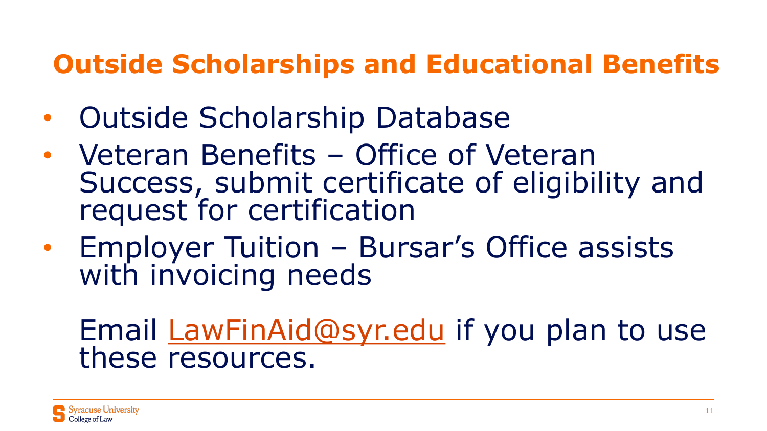# Outside Scholarships and Educational Benefits

- Outside Scholarship Database
- Veteran Benefits – Office of Veteran Success, submit certificate of eligibility and request for certification
- Employer Tuition – Bursar's Office assists with invoicing needs

Email LawFinAid@syr.edu if you plan to use these resources.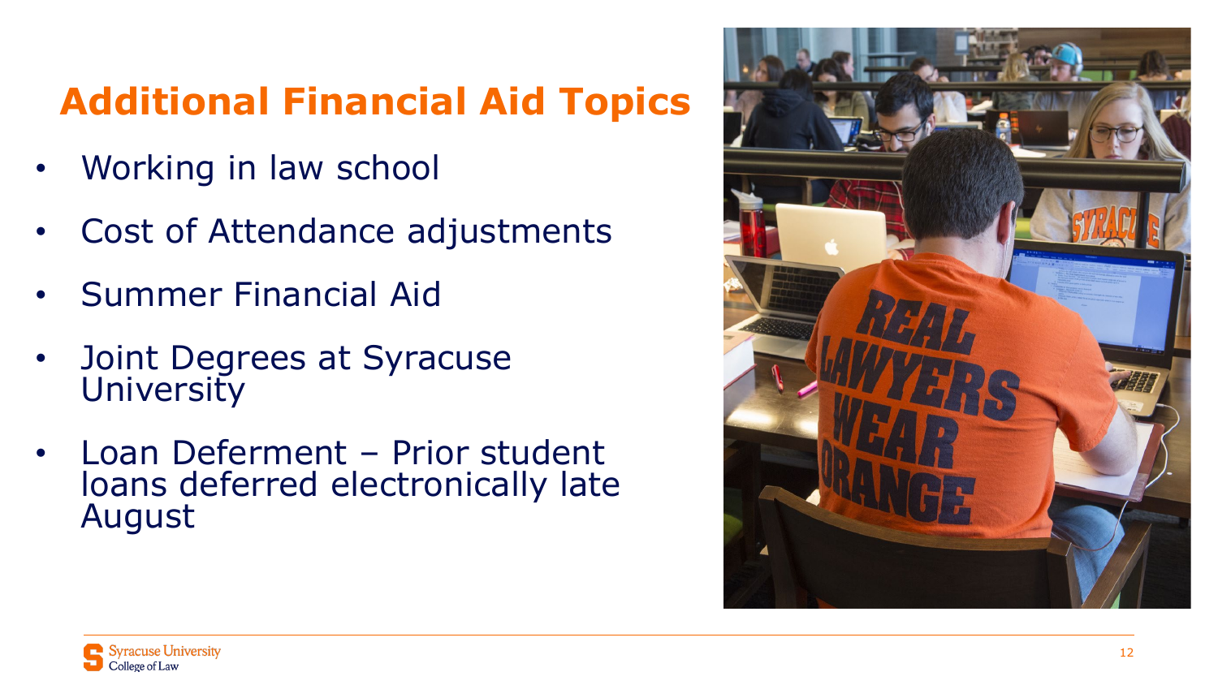# Additional Financial Aid Topics

- Working in law school
- Cost of Attendance adjustments
- Summer Financial Aid
- Joint Degrees at Syracuse University
- Loan Deferment – Prior student loans deferred electronically late August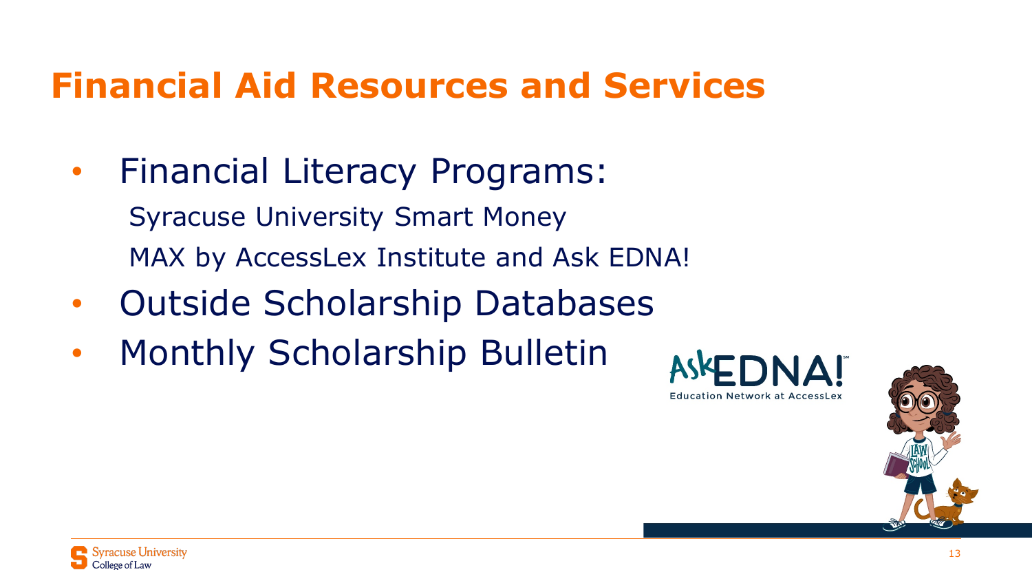# Financial Aid Resources and Services

- Financial Literacy Programs:
  - Syracuse University Smart Money
  - MAX by AccessLex Institute and Ask EDNA!
- Outside Scholarship Databases
- Monthly Scholarship Bulletin

AskEDNA!
Education Network at AccessLex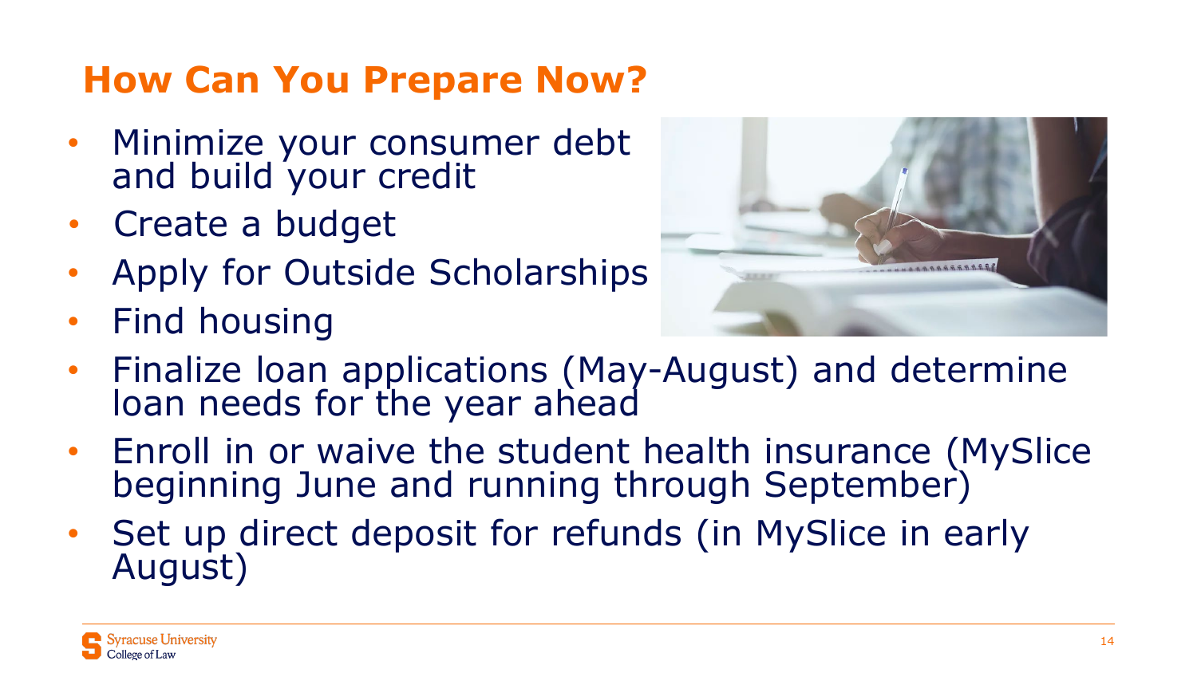## How Can You Prepare Now?

- Minimize your consumer debt and build your credit
- Create a budget
- Apply for Outside Scholarships
- Find housing
- Finalize loan applications (May-August) and determine loan needs for the year ahead
- Enroll in or waive the student health insurance (MySlice beginning June and running through September)
- Set up direct deposit for refunds (in MySlice in early August)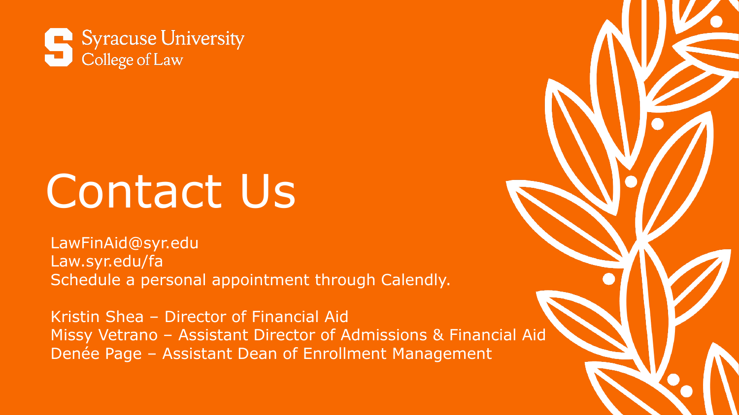Syracuse University
College of Law

# Contact Us

LawFinAid@syr.edu
Law.syr.edu/fa
Schedule a personal appointment through Calendly.

Kristin Shea – Director of Financial Aid
Missy Vetrano – Assistant Director of Admissions & Financial Aid
Denée Page – Assistant Dean of Enrollment Management